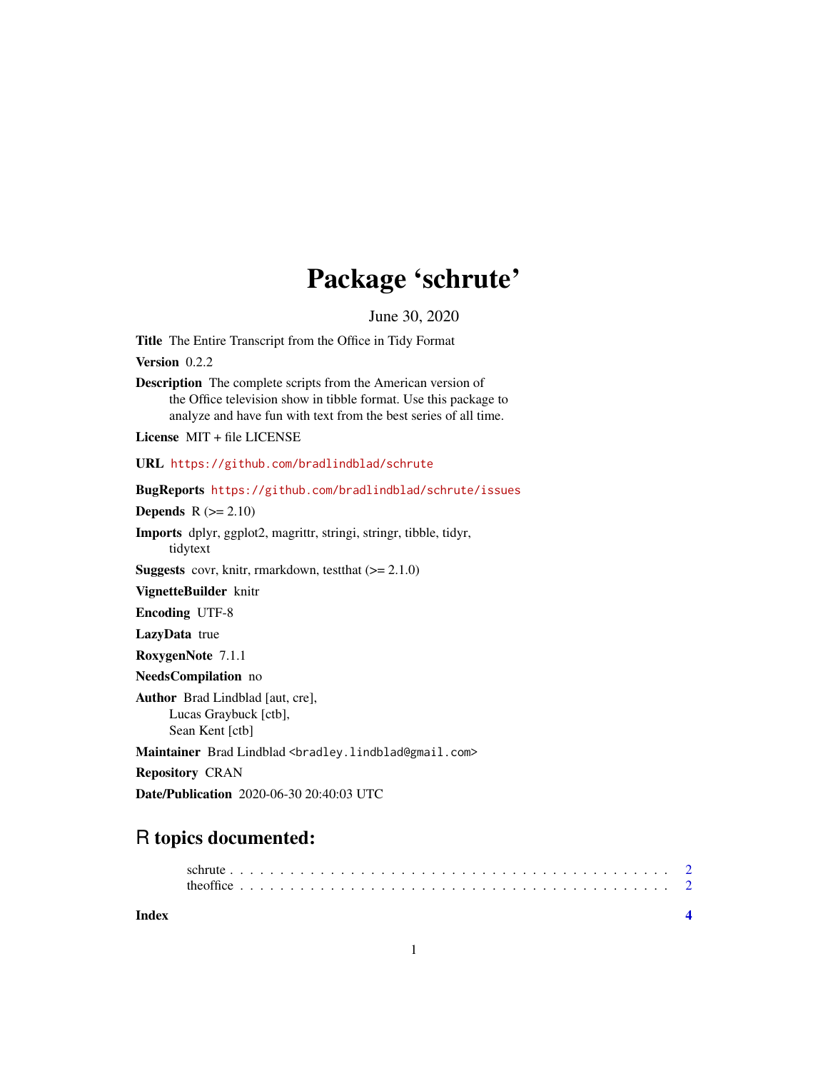# Package 'schrute'

June 30, 2020

**Title** The Entire Transcript from the Office in Tidy Format

**Version** 0.2.2

**Description** The complete scripts from the American version of the Office television show in tibble format. Use this package to analyze and have fun with text from the best series of all time.

**License** MIT + file LICENSE

**URL** https://github.com/bradlindblad/schrute

**BugReports** https://github.com/bradlindblad/schrute/issues

**Depends** R (>= 2.10)

**Imports** dplyr, ggplot2, magrittr, stringi, stringr, tibble, tidyr, tidytext

**Suggests** covr, knitr, rmarkdown, testthat (>= 2.1.0)

**VignetteBuilder** knitr

**Encoding** UTF-8

**LazyData** true

**RoxygenNote** 7.1.1

**NeedsCompilation** no

**Author** Brad Lindblad [aut, cre],
Lucas Graybuck [ctb],
Sean Kent [ctb]

**Maintainer** Brad Lindblad <bradley.lindblad@gmail.com>

**Repository** CRAN

**Date/Publication** 2020-06-30 20:40:03 UTC

## R topics documented:

schrute . . . . . . . . . . . . . . . . . . . . . . . . . . . . . . . . . . . . . . . . 2
theoffice . . . . . . . . . . . . . . . . . . . . . . . . . . . . . . . . . . . . . . . 2

**Index** **4**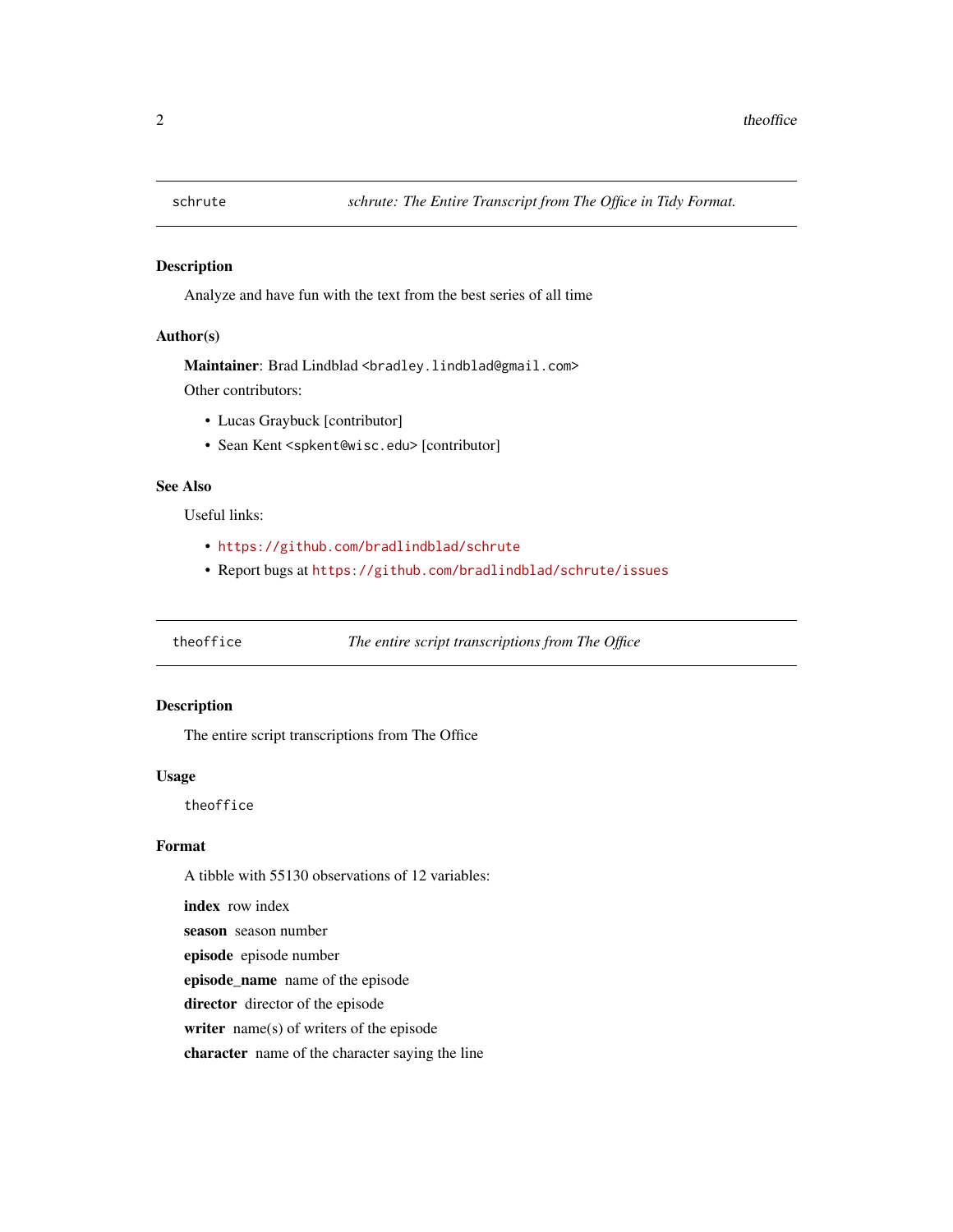## schrute — *schrute: The Entire Transcript from The Office in Tidy Format.*

### Description

Analyze and have fun with the text from the best series of all time

### Author(s)

**Maintainer**: Brad Lindblad <bradley.lindblad@gmail.com>

Other contributors:

- Lucas Graybuck [contributor]
- Sean Kent <spkent@wisc.edu> [contributor]

### See Also

Useful links:

- https://github.com/bradlindblad/schrute
- Report bugs at https://github.com/bradlindblad/schrute/issues

## theoffice — *The entire script transcriptions from The Office*

### Description

The entire script transcriptions from The Office

### Usage

```
theoffice
```

### Format

A tibble with 55130 observations of 12 variables:

**index** row index

**season** season number

**episode** episode number

**episode_name** name of the episode

**director** director of the episode

**writer** name(s) of writers of the episode

**character** name of the character saying the line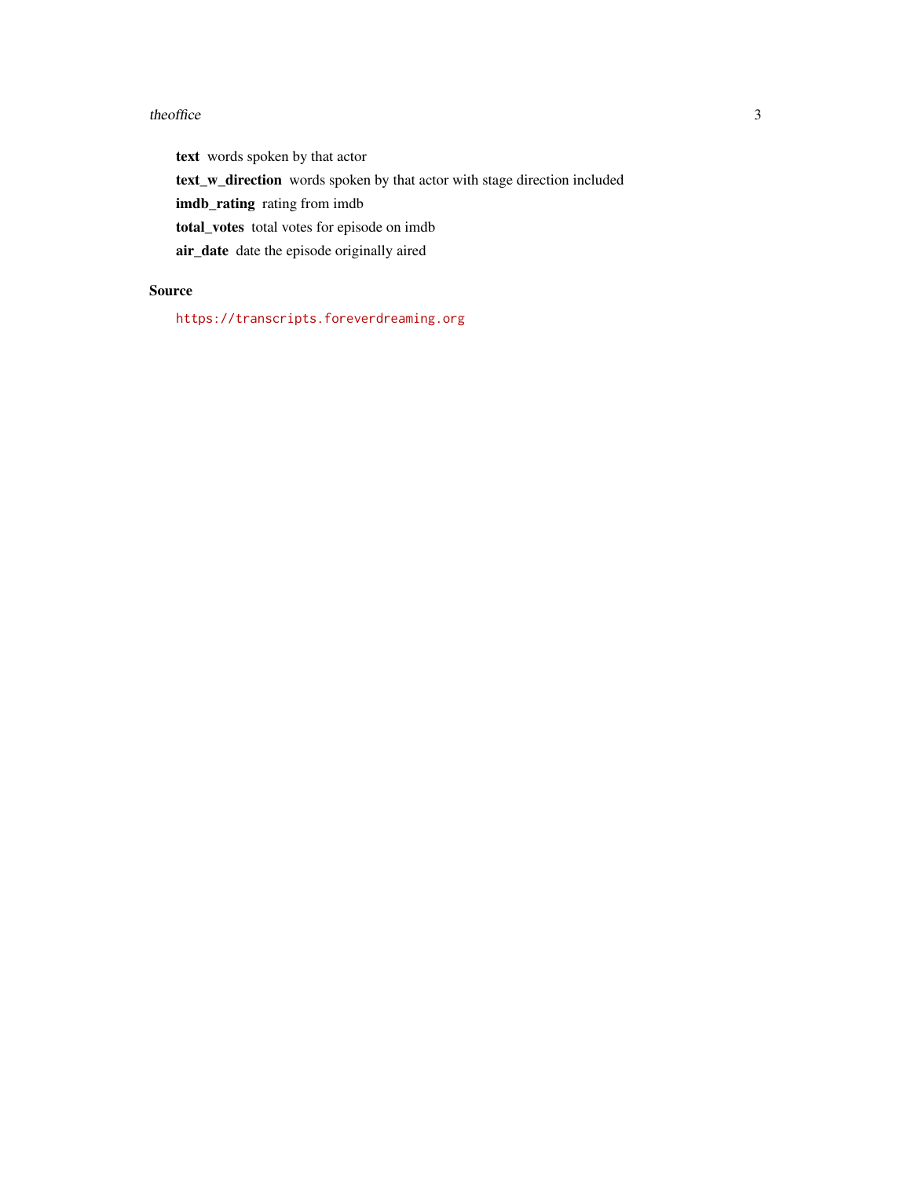**text** words spoken by that actor

**text_w_direction** words spoken by that actor with stage direction included

**imdb_rating** rating from imdb

**total_votes** total votes for episode on imdb

**air_date** date the episode originally aired

## Source

https://transcripts.foreverdreaming.org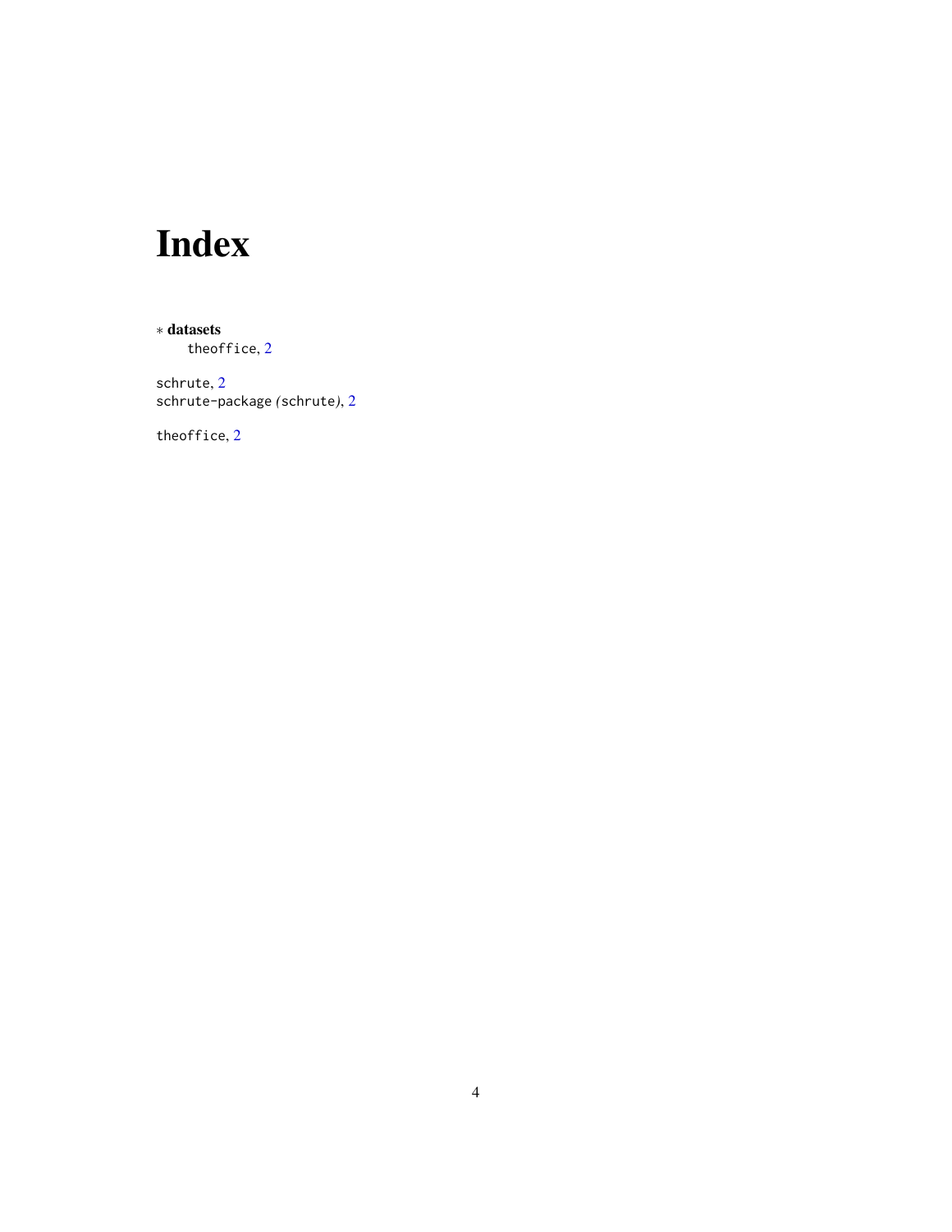# Index

∗ **datasets**
    theoffice, 2

schrute, 2
schrute-package (schrute), 2

theoffice, 2